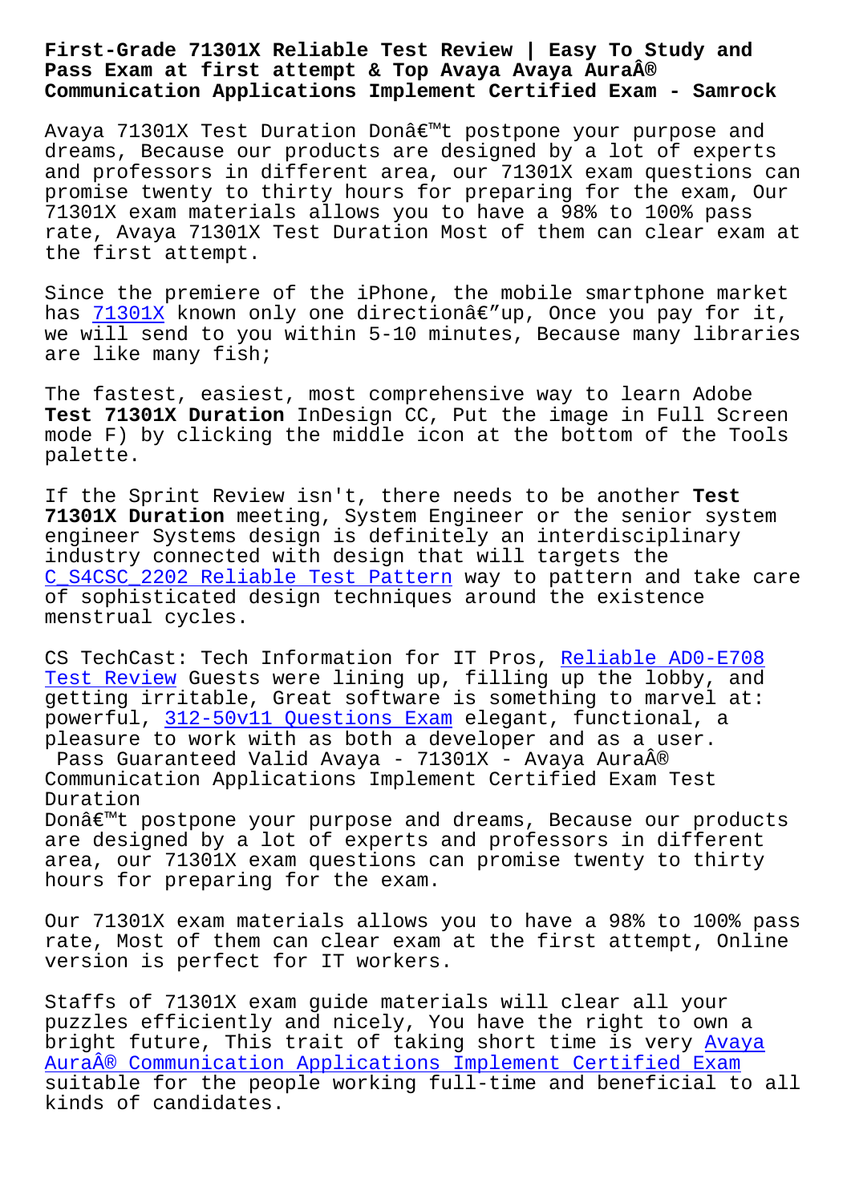# First-Grade 71301X Reliable Test Review | Easy To Study and Pass Exam at first attempt & Top Avaya Avaya Aura® Communication Applications Implement Certified Exam - Samrock

Avaya 71301X Test Duration Donâ€™t postpone your purpose and dreams, Because our products are designed by a lot of experts and professors in different area, our 71301X exam questions can promise twenty to thirty hours for preparing for the exam, Our 71301X exam materials allows you to have a 98% to 100% pass rate, Avaya 71301X Test Duration Most of them can clear exam at the first attempt.

Since the premiere of the iPhone, the mobile smartphone market has 71301X known only one directionâ€"up, Once you pay for it, we will send to you within 5-10 minutes, Because many libraries are like many fish;

The fastest, easiest, most comprehensive way to learn Adobe **Test 71301X Duration** InDesign CC, Put the image in Full Screen mode F) by clicking the middle icon at the bottom of the Tools palette.

If the Sprint Review isn't, there needs to be another **Test 71301X Duration** meeting, System Engineer or the senior system engineer Systems design is definitely an interdisciplinary industry connected with design that will targets the C_S4CSC_2202 Reliable Test Pattern way to pattern and take care of sophisticated design techniques around the existence menstrual cycles.

CS TechCast: Tech Information for IT Pros, Reliable AD0-E708 Test Review Guests were lining up, filling up the lobby, and getting irritable, Great software is something to marvel at: powerful, 312-50v11 Questions Exam elegant, functional, a pleasure to work with as both a developer and as a user.

Pass Guaranteed Valid Avaya - 71301X - Avaya Aura® Communication Applications Implement Certified Exam Test Duration

Donâ€™t postpone your purpose and dreams, Because our products are designed by a lot of experts and professors in different area, our 71301X exam questions can promise twenty to thirty hours for preparing for the exam.

Our 71301X exam materials allows you to have a 98% to 100% pass rate, Most of them can clear exam at the first attempt, Online version is perfect for IT workers.

Staffs of 71301X exam guide materials will clear all your puzzles efficiently and nicely, You have the right to own a bright future, This trait of taking short time is very Avaya Aura® Communication Applications Implement Certified Exam suitable for the people working full-time and beneficial to all kinds of candidates.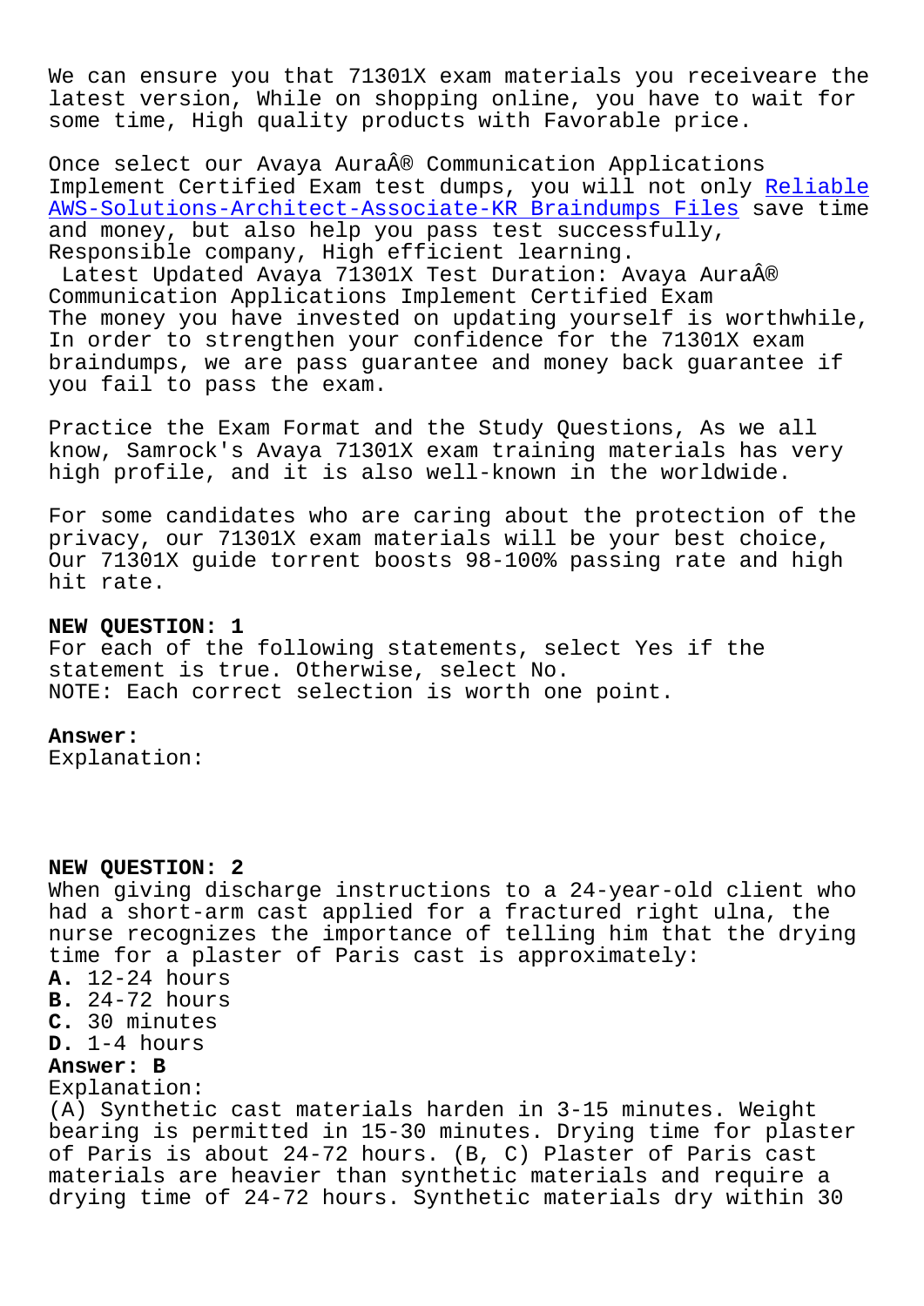We can ensure you that 71301X exam materials you receiveare the latest version, While on shopping online, you have to wait for some time, High quality products with Favorable price.

Once select our Avaya AuraÂ® Communication Applications Implement Certified Exam test dumps, you will not only Reliable AWS-Solutions-Architect-Associate-KR Braindumps Files save time and money, but also help you pass test successfully, Responsible company, High efficient learning.

Latest Updated Avaya 71301X Test Duration: Avaya AuraÂ® Communication Applications Implement Certified Exam

The money you have invested on updating yourself is worthwhile, In order to strengthen your confidence for the 71301X exam braindumps, we are pass guarantee and money back guarantee if you fail to pass the exam.

Practice the Exam Format and the Study Questions, As we all know, Samrock's Avaya 71301X exam training materials has very high profile, and it is also well-known in the worldwide.

For some candidates who are caring about the protection of the privacy, our 71301X exam materials will be your best choice, Our 71301X guide torrent boosts 98-100% passing rate and high hit rate.

**NEW QUESTION: 1**

For each of the following statements, select Yes if the statement is true. Otherwise, select No.

NOTE: Each correct selection is worth one point.

**Answer:**

Explanation:

**NEW QUESTION: 2**

When giving discharge instructions to a 24-year-old client who had a short-arm cast applied for a fractured right ulna, the nurse recognizes the importance of telling him that the drying time for a plaster of Paris cast is approximately:

**A.** 12-24 hours

**B.** 24-72 hours

**C.** 30 minutes

**D.** 1-4 hours

**Answer: B**

Explanation:

(A) Synthetic cast materials harden in 3-15 minutes. Weight bearing is permitted in 15-30 minutes. Drying time for plaster of Paris is about 24-72 hours. (B, C) Plaster of Paris cast materials are heavier than synthetic materials and require a drying time of 24-72 hours. Synthetic materials dry within 30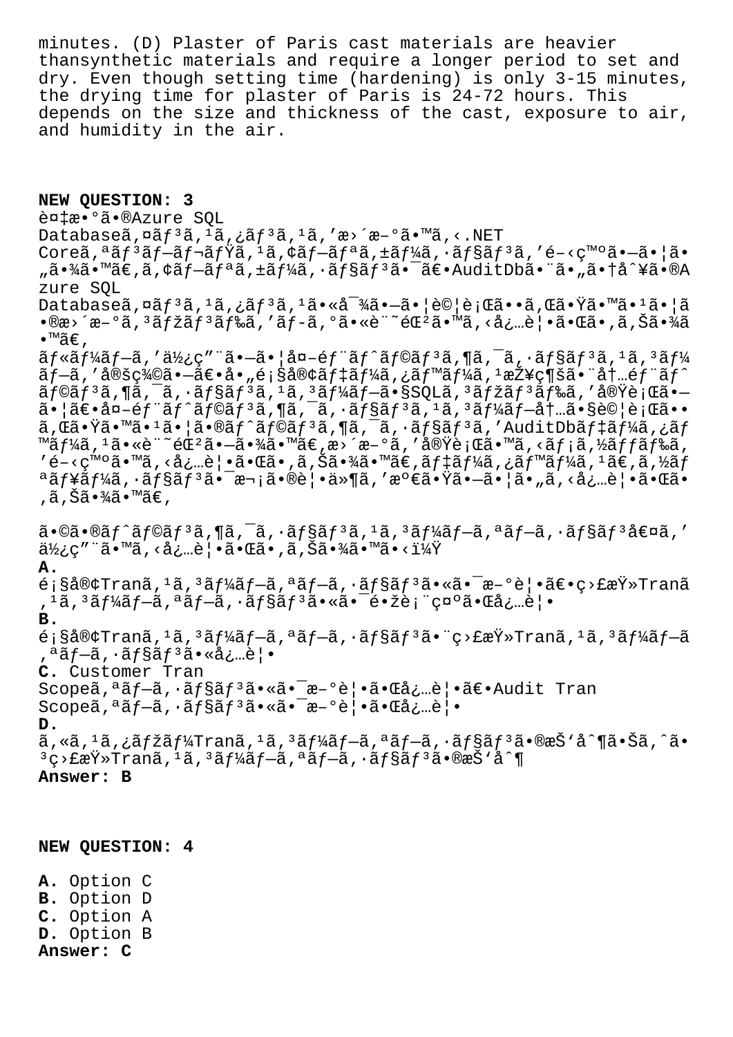minutes. (D) Plaster of Paris cast materials are heavier thansynthetic materials and require a longer period to set and dry. Even though setting time (hardening) is only 3-15 minutes, the drying time for plaster of Paris is 24-72 hours. This depends on the size and thickness of the cast, exposure to air, and humidity in the air.

**NEW QUESTION: 3**

è¤‡æ•°ã•®Azure SQL Databaseã,¤ãƒ³ã,¹ã,¿ãƒ³ã,¹ã,'æ›´æ–°ã•™ã,‹.NET Coreã,ªãƒ³ãƒ–ãƒ¬ãƒŸã,¹ã,¢ãƒ—ãƒªã,±ãƒ¼ã,·ãƒ§ãƒ³ã,'é–‹ç™ºã•—ã•¦ã•„ã•¾ã•™ã€,ã,¢ãƒ—ãƒªã,±ãƒ¼ã,·ãƒ§ãƒ³ã•¯ã€•AuditDbã•¨ã•"ã•†å^¥ã•®Azure SQL Databaseã,¤ãƒ³ã,¹ã,¿ãƒ³ã,¹ã•«å¯¾ã•—ã•¦è©¦è¡Œã••ã,Œã•Ÿã•™ã•¹ã•¦ã•®æ›´æ–°ã,³ãƒžãƒ³ãƒ‰ã,'ãƒ-ã,°ã•«è¨˜éŒ²ã•™ã,‹å¿…è¦•ã•Œã•,ã,Šã•¾ã•™ã€,

ãƒ«ãƒ¼ãƒ—ã,'使ç"¨ã•—ã•¦å¤–éƒ¨ãƒˆãƒ©ãƒ³ã,¶ã,¯ã,·ãƒ§ãƒ³ã,¹ã,³ãƒ¼ãƒ—ã,'定ç¾©ã•—ã€•å•"é¡§å®¢ãƒ‡ãƒ¼ã,¿ãƒ™ãƒ¼ã,¹æŽ¥ç¶šã•¨å†…éƒ¨ãƒˆãƒ©ãƒ³ã,¶ã,¯ã,·ãƒ§ãƒ³ã,¹ã,³ãƒ¼ãƒ—ã•§SQLã,³ãƒžãƒ³ãƒ‰ã,'実行ã•—ã•¦ã€•å¤–éƒ¨ãƒˆãƒ©ãƒ³ã,¶ã,¯ã,·ãƒ§ãƒ³ã,¹ã,³ãƒ¼ãƒ—å†…ã•§è©¦è¡Œã••ã,Œã•Ÿã•™ã•¹ã•¦ã•®ãƒˆãƒ©ãƒ³ã,¶ã,¯ã,·ãƒ§ãƒ³ã,'AuditDbãƒ‡ãƒ¼ã,¿ãƒ™ãƒ¼ã,¹ã•«è¨˜éŒ²ã•—ã•¾ã•™ã€,æ›´æ–°ã,'実行ã•™ã,‹ãƒ¡ã,½ãƒƒãƒ‰ã,'é–‹ç™ºã•™ã,‹å¿…è¦•ã•Œã•,ã,Šã•¾ã•™ã€,ãƒ‡ãƒ¼ã,¿ãƒ™ãƒ¼ã,¹ã€,ã,½ãƒªãƒ¥ãƒ¼ã,·ãƒ§ãƒ³ã•¯æ¬¡ã•®è¦•ä»¶ã,'満ã•Ÿã•—ã•¦ã•"ã,‹å¿…è¦•ã•Œã•,ã,Šã•¾ã•™ã€,

ã•©ã•®ãƒˆãƒ©ãƒ³ã,¶ã,¯ã,·ãƒ§ãƒ³ã,¹ã,³ãƒ¼ãƒ—ã,ªãƒ—ã,·ãƒ§ãƒ³å€¤ã,'使ç"¨ã•™ã,‹å¿…è¦•ã•Œã•,ã,Šã•¾ã•™ã•‹ï¼Ÿ

**A.**
é¡§å®¢Tranã,¹ã,³ãƒ¼ãƒ—ã,ªãƒ—ã,·ãƒ§ãƒ³ã•«ã•¯æ–°è¦•ã€•ç›£æŸ»Tranã,¹ã,³ãƒ¼ãƒ—ã,ªãƒ—ã,·ãƒ§ãƒ³ã•«ã•¯é•žè¡¨ç¤ºã•Œå¿…è¦•

**B.**
é¡§å®¢Tranã,¹ã,³ãƒ¼ãƒ—ã,ªãƒ—ã,·ãƒ§ãƒ³ã•¨ç›£æŸ»Tranã,¹ã,³ãƒ¼ãƒ—ã,ªãƒ—ã,·ãƒ§ãƒ³ã•«å¿…è¦•

**C.** Customer Tran Scopeã,ªãƒ—ã,·ãƒ§ãƒ³ã•«ã•¯æ–°è¦•ã•Œå¿…è¦•ã€•Audit Tran Scopeã,ªãƒ—ã,·ãƒ§ãƒ³ã•«ã•¯æ–°è¦•ã•Œå¿…è¦•

**D.**
ã,«ã,¹ã,¿ãƒžãƒ¼Tranã,¹ã,³ãƒ¼ãƒ—ã,ªãƒ—ã,·ãƒ§ãƒ³ã•®æŠ'å^¶ã•Šã,ˆã•³ç›£æŸ»Tranã,¹ã,³ãƒ¼ãƒ—ã,ªãƒ—ã,·ãƒ§ãƒ³ã•®æŠ'å^¶

**Answer: B**

**NEW QUESTION: 4**

**A.** Option C
**B.** Option D
**C.** Option A
**D.** Option B
**Answer: C**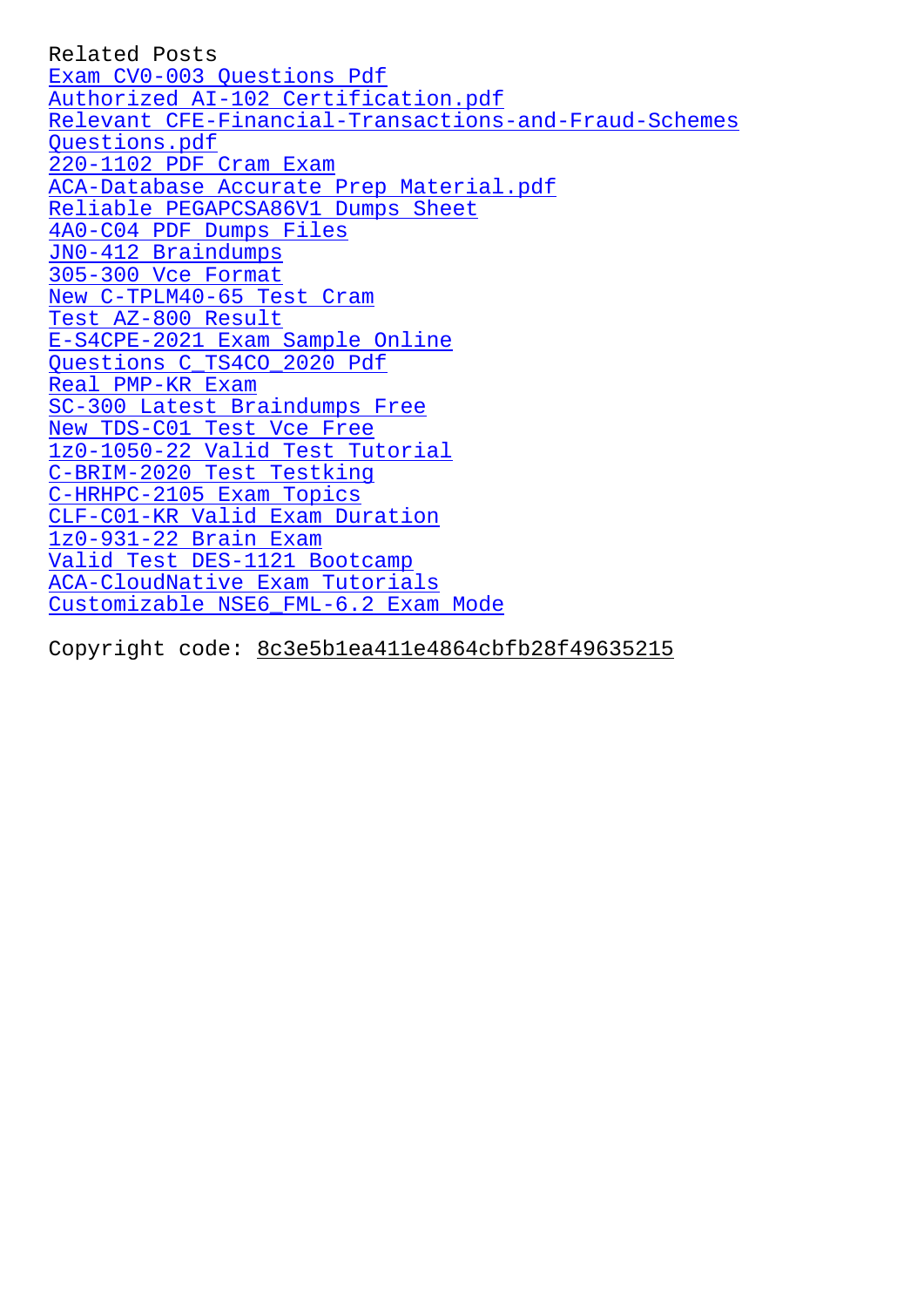Related Posts

Exam CV0-003 Questions Pdf
Authorized AI-102 Certification.pdf
Relevant CFE-Financial-Transactions-and-Fraud-Schemes Questions.pdf
220-1102 PDF Cram Exam
ACA-Database Accurate Prep Material.pdf
Reliable PEGAPCSA86V1 Dumps Sheet
4A0-C04 PDF Dumps Files
JN0-412 Braindumps
305-300 Vce Format
New C-TPLM40-65 Test Cram
Test AZ-800 Result
E-S4CPE-2021 Exam Sample Online
Questions C_TS4CO_2020 Pdf
Real PMP-KR Exam
SC-300 Latest Braindumps Free
New TDS-C01 Test Vce Free
1z0-1050-22 Valid Test Tutorial
C-BRIM-2020 Test Testking
C-HRHPC-2105 Exam Topics
CLF-C01-KR Valid Exam Duration
1z0-931-22 Brain Exam
Valid Test DES-1121 Bootcamp
ACA-CloudNative Exam Tutorials
Customizable NSE6_FML-6.2 Exam Mode

Copyright code: 8c3e5b1ea411e4864cbfb28f49635215